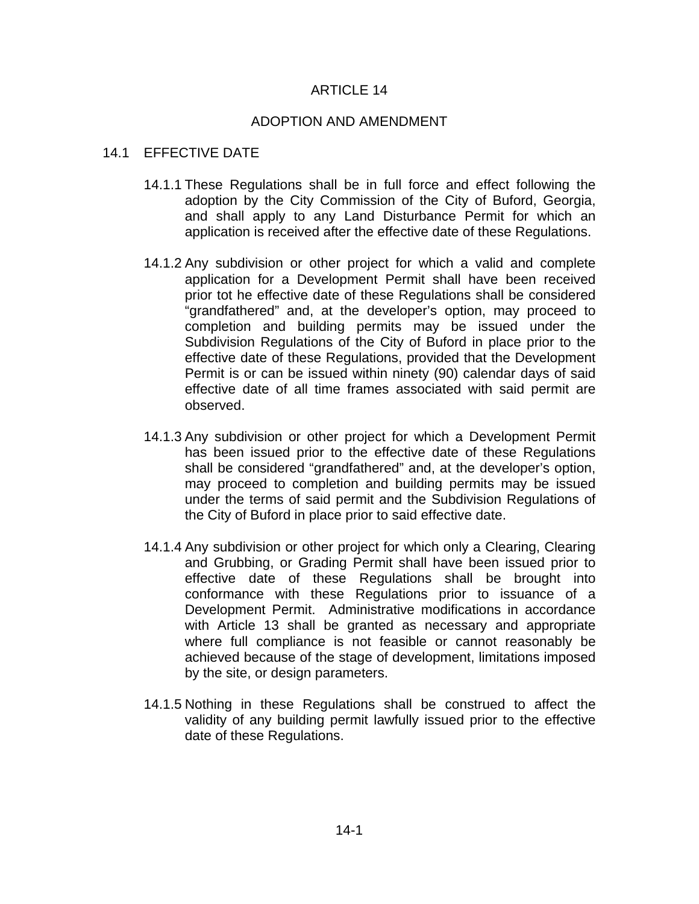# ARTICLE 14

## ADOPTION AND AMENDMENT

### 14.1 EFFECTIVE DATE

14.1.1 These Regulations shall be in full force and effect following the adoption by the City Commission of the City of Buford, Georgia, and shall apply to any Land Disturbance Permit for which an application is received after the effective date of these Regulations.

14.1.2 Any subdivision or other project for which a valid and complete application for a Development Permit shall have been received prior tot he effective date of these Regulations shall be considered "grandfathered" and, at the developer's option, may proceed to completion and building permits may be issued under the Subdivision Regulations of the City of Buford in place prior to the effective date of these Regulations, provided that the Development Permit is or can be issued within ninety (90) calendar days of said effective date of all time frames associated with said permit are observed.

14.1.3 Any subdivision or other project for which a Development Permit has been issued prior to the effective date of these Regulations shall be considered "grandfathered" and, at the developer's option, may proceed to completion and building permits may be issued under the terms of said permit and the Subdivision Regulations of the City of Buford in place prior to said effective date.

14.1.4 Any subdivision or other project for which only a Clearing, Clearing and Grubbing, or Grading Permit shall have been issued prior to effective date of these Regulations shall be brought into conformance with these Regulations prior to issuance of a Development Permit. Administrative modifications in accordance with Article 13 shall be granted as necessary and appropriate where full compliance is not feasible or cannot reasonably be achieved because of the stage of development, limitations imposed by the site, or design parameters.

14.1.5 Nothing in these Regulations shall be construed to affect the validity of any building permit lawfully issued prior to the effective date of these Regulations.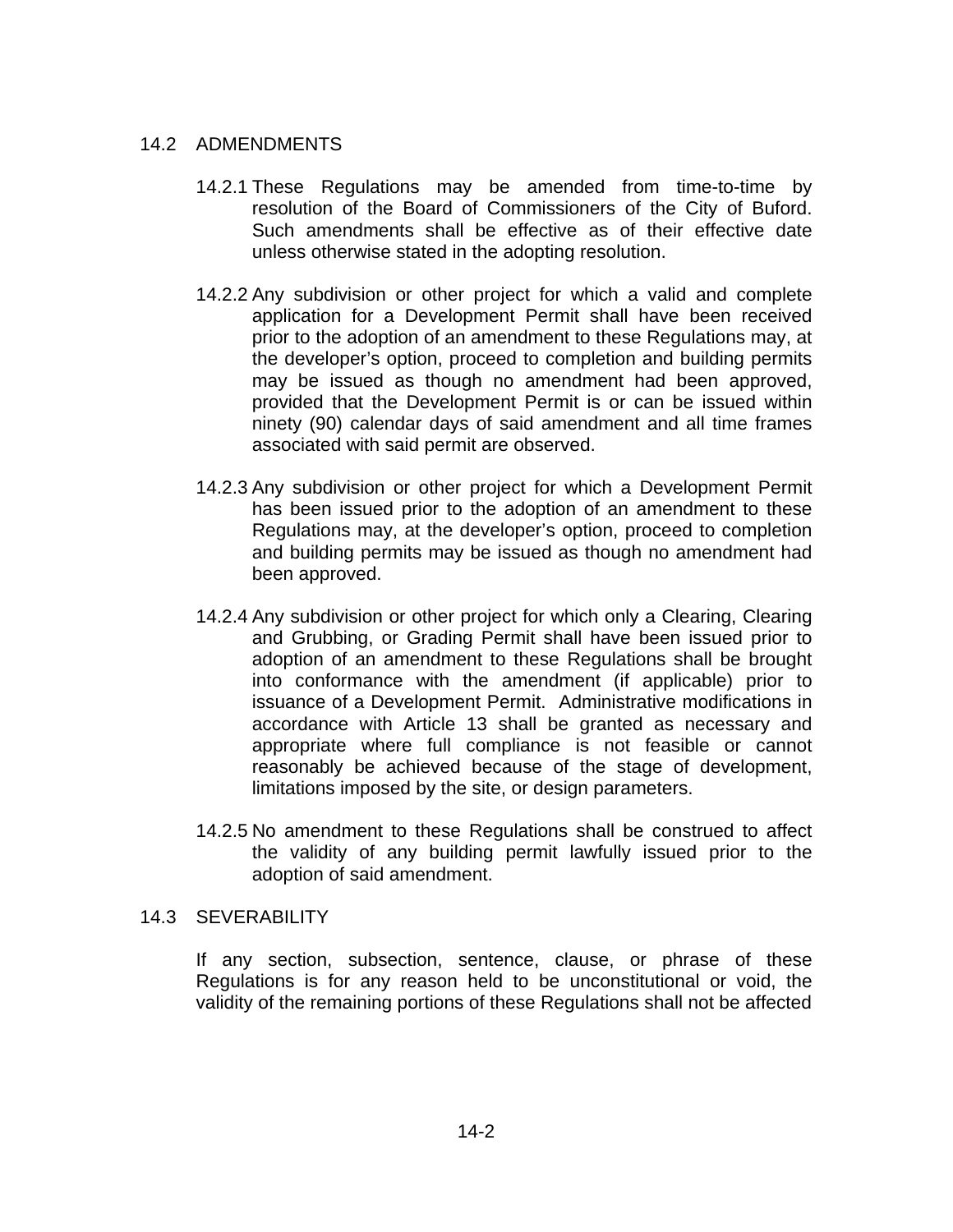## 14.2 ADMENDMENTS

14.2.1 These Regulations may be amended from time-to-time by resolution of the Board of Commissioners of the City of Buford. Such amendments shall be effective as of their effective date unless otherwise stated in the adopting resolution.

14.2.2 Any subdivision or other project for which a valid and complete application for a Development Permit shall have been received prior to the adoption of an amendment to these Regulations may, at the developer's option, proceed to completion and building permits may be issued as though no amendment had been approved, provided that the Development Permit is or can be issued within ninety (90) calendar days of said amendment and all time frames associated with said permit are observed.

14.2.3 Any subdivision or other project for which a Development Permit has been issued prior to the adoption of an amendment to these Regulations may, at the developer's option, proceed to completion and building permits may be issued as though no amendment had been approved.

14.2.4 Any subdivision or other project for which only a Clearing, Clearing and Grubbing, or Grading Permit shall have been issued prior to adoption of an amendment to these Regulations shall be brought into conformance with the amendment (if applicable) prior to issuance of a Development Permit. Administrative modifications in accordance with Article 13 shall be granted as necessary and appropriate where full compliance is not feasible or cannot reasonably be achieved because of the stage of development, limitations imposed by the site, or design parameters.

14.2.5 No amendment to these Regulations shall be construed to affect the validity of any building permit lawfully issued prior to the adoption of said amendment.

## 14.3 SEVERABILITY

If any section, subsection, sentence, clause, or phrase of these Regulations is for any reason held to be unconstitutional or void, the validity of the remaining portions of these Regulations shall not be affected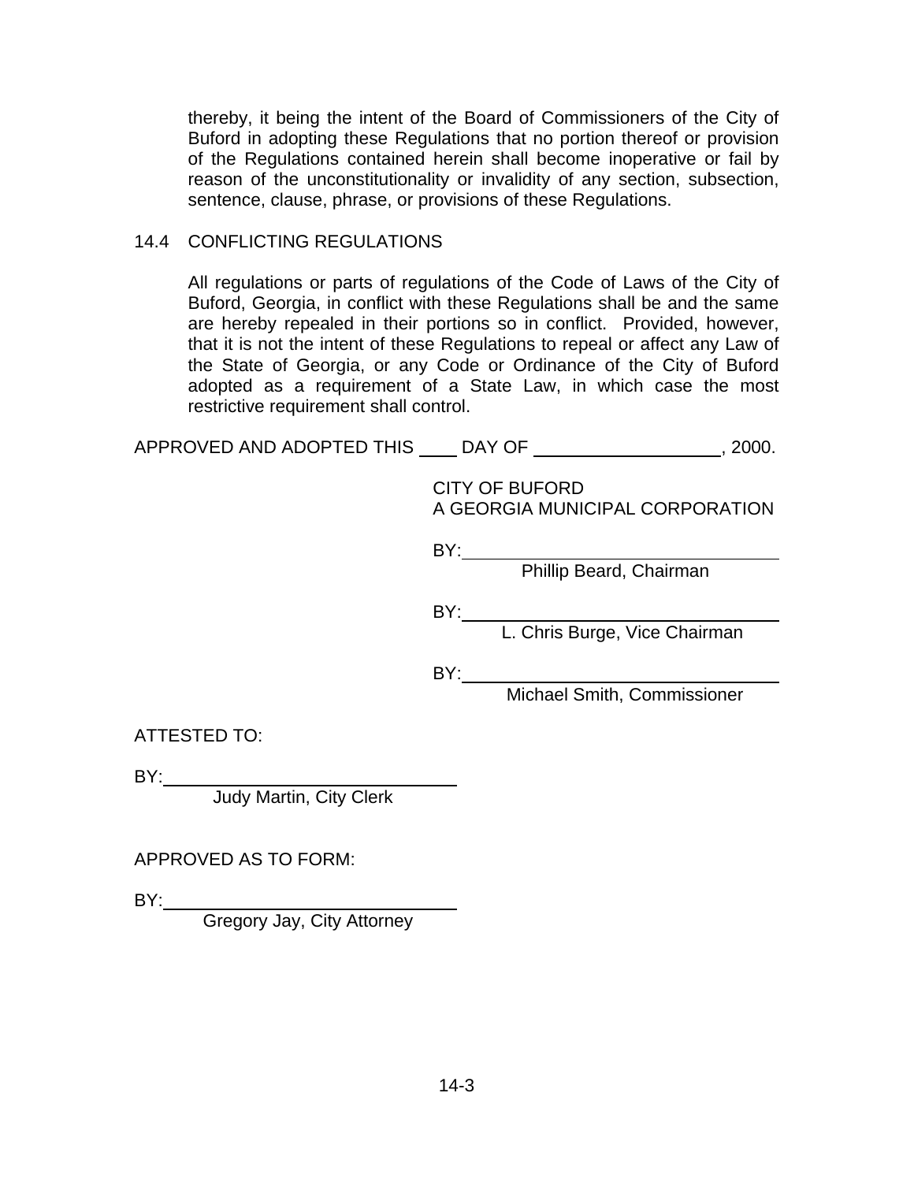thereby, it being the intent of the Board of Commissioners of the City of Buford in adopting these Regulations that no portion thereof or provision of the Regulations contained herein shall become inoperative or fail by reason of the unconstitutionality or invalidity of any section, subsection, sentence, clause, phrase, or provisions of these Regulations.

## 14.4 CONFLICTING REGULATIONS

All regulations or parts of regulations of the Code of Laws of the City of Buford, Georgia, in conflict with these Regulations shall be and the same are hereby repealed in their portions so in conflict. Provided, however, that it is not the intent of these Regulations to repeal or affect any Law of the State of Georgia, or any Code or Ordinance of the City of Buford adopted as a requirement of a State Law, in which case the most restrictive requirement shall control.

APPROVED AND ADOPTED THIS ____ DAY OF ____________________, 2000.

CITY OF BUFORD
A GEORGIA MUNICIPAL CORPORATION

BY: ________________________________
Phillip Beard, Chairman

BY: ________________________________
L. Chris Burge, Vice Chairman

BY: ________________________________
Michael Smith, Commissioner

ATTESTED TO:

BY: ________________________________
Judy Martin, City Clerk

APPROVED AS TO FORM:

BY: ________________________________
Gregory Jay, City Attorney